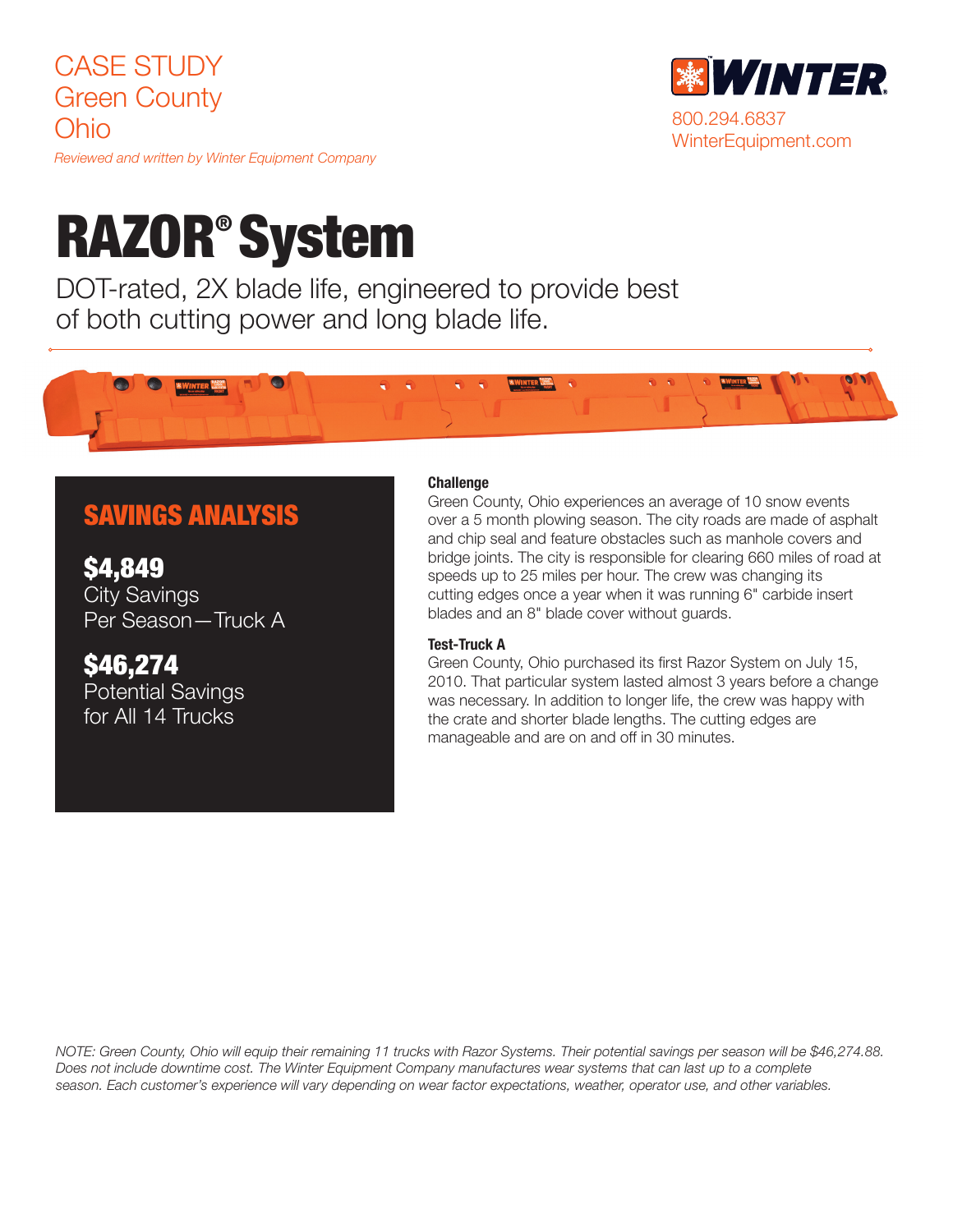CASE STUDY
Green County
Ohio

*Reviewed and written by Winter Equipment Company*

WINTER
800.294.6837
WinterEquipment.com

# RAZOR® System

DOT-rated, 2X blade life, engineered to provide best of both cutting power and long blade life.

## SAVINGS ANALYSIS

**$4,849**
City Savings
Per Season—Truck A

**$46,274**
Potential Savings
for All 14 Trucks

**Challenge**

Green County, Ohio experiences an average of 10 snow events over a 5 month plowing season. The city roads are made of asphalt and chip seal and feature obstacles such as manhole covers and bridge joints. The city is responsible for clearing 660 miles of road at speeds up to 25 miles per hour. The crew was changing its cutting edges once a year when it was running 6" carbide insert blades and an 8" blade cover without guards.

**Test-Truck A**

Green County, Ohio purchased its first Razor System on July 15, 2010. That particular system lasted almost 3 years before a change was necessary. In addition to longer life, the crew was happy with the crate and shorter blade lengths. The cutting edges are manageable and are on and off in 30 minutes.

*NOTE: Green County, Ohio will equip their remaining 11 trucks with Razor Systems. Their potential savings per season will be $46,274.88. Does not include downtime cost. The Winter Equipment Company manufactures wear systems that can last up to a complete season. Each customer's experience will vary depending on wear factor expectations, weather, operator use, and other variables.*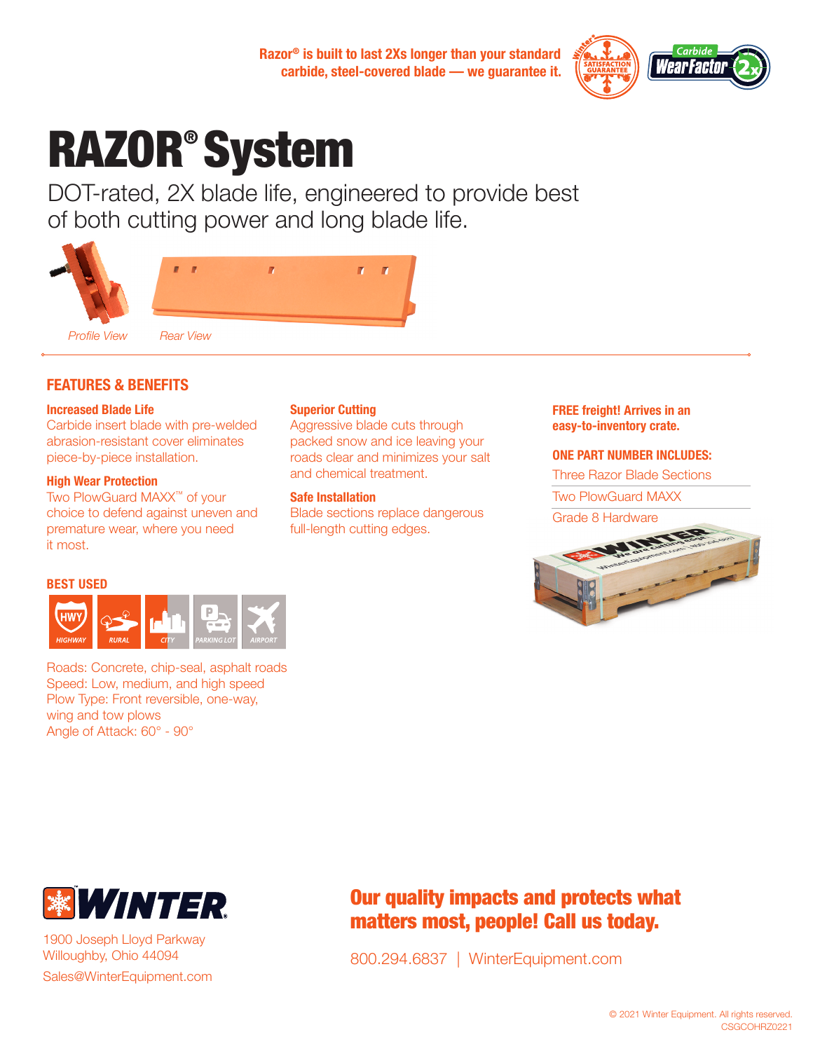Razor® is built to last 2Xs longer than your standard carbide, steel-covered blade — we guarantee it.

# RAZOR® System

DOT-rated, 2X blade life, engineered to provide best of both cutting power and long blade life.

*Profile View* *Rear View*

## FEATURES & BENEFITS

### Increased Blade Life

Carbide insert blade with pre-welded abrasion-resistant cover eliminates piece-by-piece installation.

### High Wear Protection

Two PlowGuard MAXX™ of your choice to defend against uneven and premature wear, where you need it most.

### Superior Cutting

Aggressive blade cuts through packed snow and ice leaving your roads clear and minimizes your salt and chemical treatment.

### Safe Installation

Blade sections replace dangerous full-length cutting edges.

**FREE freight! Arrives in an easy-to-inventory crate.**

### ONE PART NUMBER INCLUDES:

- Three Razor Blade Sections
- Two PlowGuard MAXX
- Grade 8 Hardware

## BEST USED

HIGHWAY | RURAL | CITY | PARKING LOT | AIRPORT

Roads: Concrete, chip-seal, asphalt roads
Speed: Low, medium, and high speed
Plow Type: Front reversible, one-way, wing and tow plows
Angle of Attack: 60° - 90°

WINTER
1900 Joseph Lloyd Parkway
Willoughby, Ohio 44094
Sales@WinterEquipment.com

**Our quality impacts and protects what matters most, people! Call us today.**

800.294.6837 | WinterEquipment.com

© 2021 Winter Equipment. All rights reserved.
CSGCOHRZ0221